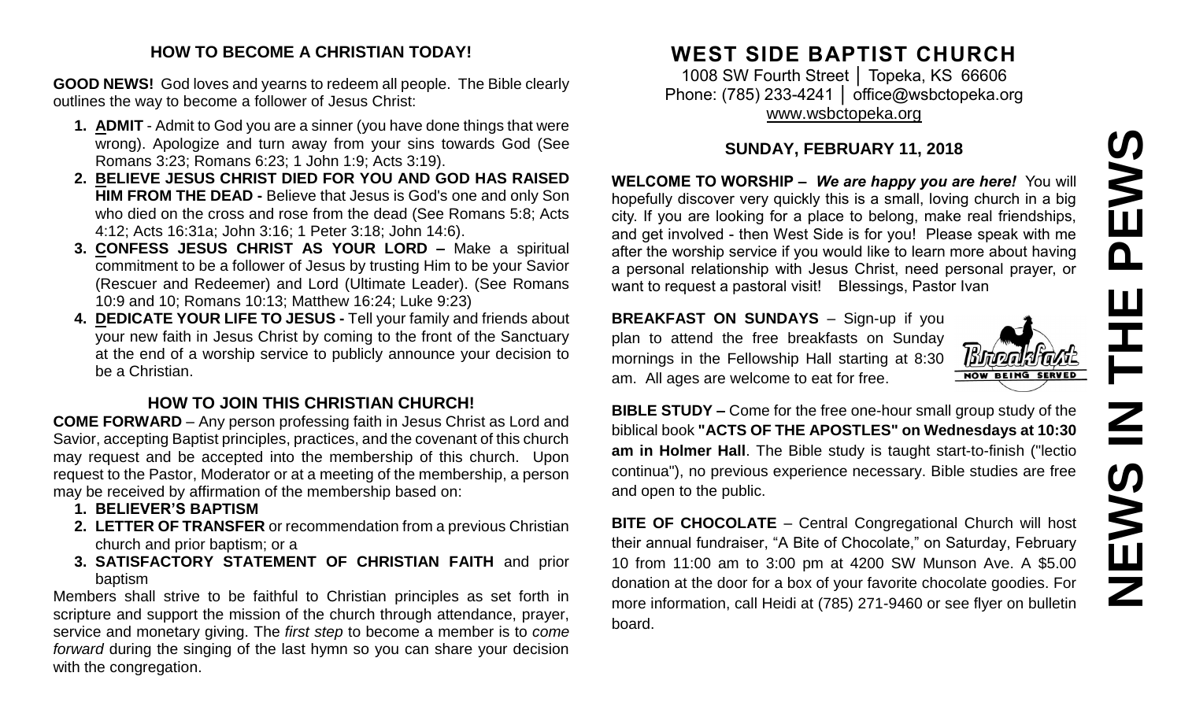## HOW TO BECOME A CHRISTIAN TODAY!

**GOOD NEWS!** God loves and yearns to redeem all people. The Bible clearly outlines the way to become a follower of Jesus Christ:

1. **ADMIT** - Admit to God you are a sinner (you have done things that were wrong). Apologize and turn away from your sins towards God (See Romans 3:23; Romans 6:23; 1 John 1:9; Acts 3:19).
2. **BELIEVE JESUS CHRIST DIED FOR YOU AND GOD HAS RAISED HIM FROM THE DEAD -** Believe that Jesus is God's one and only Son who died on the cross and rose from the dead (See Romans 5:8; Acts 4:12; Acts 16:31a; John 3:16; 1 Peter 3:18; John 14:6).
3. **CONFESS JESUS CHRIST AS YOUR LORD –** Make a spiritual commitment to be a follower of Jesus by trusting Him to be your Savior (Rescuer and Redeemer) and Lord (Ultimate Leader). (See Romans 10:9 and 10; Romans 10:13; Matthew 16:24; Luke 9:23)
4. **DEDICATE YOUR LIFE TO JESUS -** Tell your family and friends about your new faith in Jesus Christ by coming to the front of the Sanctuary at the end of a worship service to publicly announce your decision to be a Christian.

## HOW TO JOIN THIS CHRISTIAN CHURCH!

**COME FORWARD** – Any person professing faith in Jesus Christ as Lord and Savior, accepting Baptist principles, practices, and the covenant of this church may request and be accepted into the membership of this church. Upon request to the Pastor, Moderator or at a meeting of the membership, a person may be received by affirmation of the membership based on:

1. **BELIEVER'S BAPTISM**
2. **LETTER OF TRANSFER** or recommendation from a previous Christian church and prior baptism; or a
3. **SATISFACTORY STATEMENT OF CHRISTIAN FAITH** and prior baptism

Members shall strive to be faithful to Christian principles as set forth in scripture and support the mission of the church through attendance, prayer, service and monetary giving. The *first step* to become a member is to *come forward* during the singing of the last hymn so you can share your decision with the congregation.

# WEST SIDE BAPTIST CHURCH

1008 SW Fourth Street │ Topeka, KS 66606
Phone: (785) 233-4241 │ office@wsbctopeka.org
www.wsbctopeka.org

### SUNDAY, FEBRUARY 11, 2018

**WELCOME TO WORSHIP –** ***We are happy you are here!*** You will hopefully discover very quickly this is a small, loving church in a big city. If you are looking for a place to belong, make real friendships, and get involved - then West Side is for you! Please speak with me after the worship service if you would like to learn more about having a personal relationship with Jesus Christ, need personal prayer, or want to request a pastoral visit! Blessings, Pastor Ivan

**BREAKFAST ON SUNDAYS** – Sign-up if you plan to attend the free breakfasts on Sunday mornings in the Fellowship Hall starting at 8:30 am. All ages are welcome to eat for free.

**BIBLE STUDY –** Come for the free one-hour small group study of the biblical book **"ACTS OF THE APOSTLES" on Wednesdays at 10:30 am in Holmer Hall**. The Bible study is taught start-to-finish ("lectio continua"), no previous experience necessary. Bible studies are free and open to the public.

**BITE OF CHOCOLATE** – Central Congregational Church will host their annual fundraiser, "A Bite of Chocolate," on Saturday, February 10 from 11:00 am to 3:00 pm at 4200 SW Munson Ave. A $5.00 donation at the door for a box of your favorite chocolate goodies. For more information, call Heidi at (785) 271-9460 or see flyer on bulletin board.

# NEWS IN THE PEWS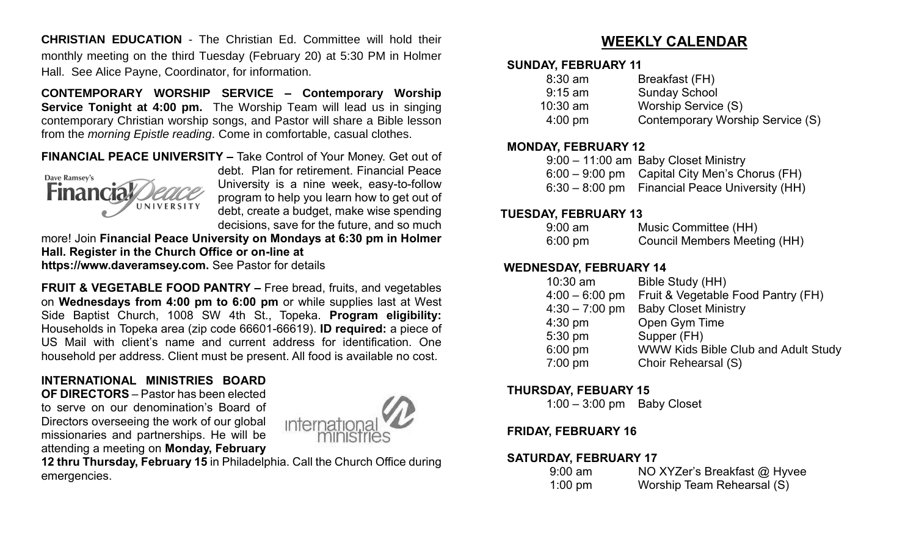**CHRISTIAN EDUCATION** - The Christian Ed. Committee will hold their monthly meeting on the third Tuesday (February 20) at 5:30 PM in Holmer Hall. See Alice Payne, Coordinator, for information.

**CONTEMPORARY WORSHIP SERVICE – Contemporary Worship Service Tonight at 4:00 pm.** The Worship Team will lead us in singing contemporary Christian worship songs, and Pastor will share a Bible lesson from the *morning Epistle reading*. Come in comfortable, casual clothes.

**FINANCIAL PEACE UNIVERSITY –** Take Control of Your Money. Get out of debt. Plan for retirement. Financial Peace University is a nine week, easy-to-follow program to help you learn how to get out of debt, create a budget, make wise spending decisions, save for the future, and so much more! Join **Financial Peace University on Mondays at 6:30 pm in Holmer Hall. Register in the Church Office or on-line at https://www.daveramsey.com.** See Pastor for details

**FRUIT & VEGETABLE FOOD PANTRY –** Free bread, fruits, and vegetables on **Wednesdays from 4:00 pm to 6:00 pm** or while supplies last at West Side Baptist Church, 1008 SW 4th St., Topeka. **Program eligibility:** Households in Topeka area (zip code 66601-66619). **ID required:** a piece of US Mail with client's name and current address for identification. One household per address. Client must be present. All food is available no cost.

**INTERNATIONAL MINISTRIES BOARD OF DIRECTORS** – Pastor has been elected to serve on our denomination's Board of Directors overseeing the work of our global missionaries and partnerships. He will be attending a meeting on **Monday, February 12 thru Thursday, February 15** in Philadelphia. Call the Church Office during emergencies.

## WEEKLY CALENDAR

**SUNDAY, FEBRUARY 11**

| | |
|---|---|
| 8:30 am | Breakfast (FH) |
| 9:15 am | Sunday School |
| 10:30 am | Worship Service (S) |
| 4:00 pm | Contemporary Worship Service (S) |

**MONDAY, FEBRUARY 12**

| | |
|---|---|
| 9:00 – 11:00 am | Baby Closet Ministry |
| 6:00 – 9:00 pm | Capital City Men's Chorus (FH) |
| 6:30 – 8:00 pm | Financial Peace University (HH) |

**TUESDAY, FEBRUARY 13**

| | |
|---|---|
| 9:00 am | Music Committee (HH) |
| 6:00 pm | Council Members Meeting (HH) |

**WEDNESDAY, FEBRUARY 14**

| | |
|---|---|
| 10:30 am | Bible Study (HH) |
| 4:00 – 6:00 pm | Fruit & Vegetable Food Pantry (FH) |
| 4:30 – 7:00 pm | Baby Closet Ministry |
| 4:30 pm | Open Gym Time |
| 5:30 pm | Supper (FH) |
| 6:00 pm | WWW Kids Bible Club and Adult Study |
| 7:00 pm | Choir Rehearsal (S) |

**THURSDAY, FEBUARY 15**

| | |
|---|---|
| 1:00 – 3:00 pm | Baby Closet |

**FRIDAY, FEBRUARY 16**

**SATURDAY, FEBRUARY 17**

| | |
|---|---|
| 9:00 am | NO XYZer's Breakfast @ Hyvee |
| 1:00 pm | Worship Team Rehearsal (S) |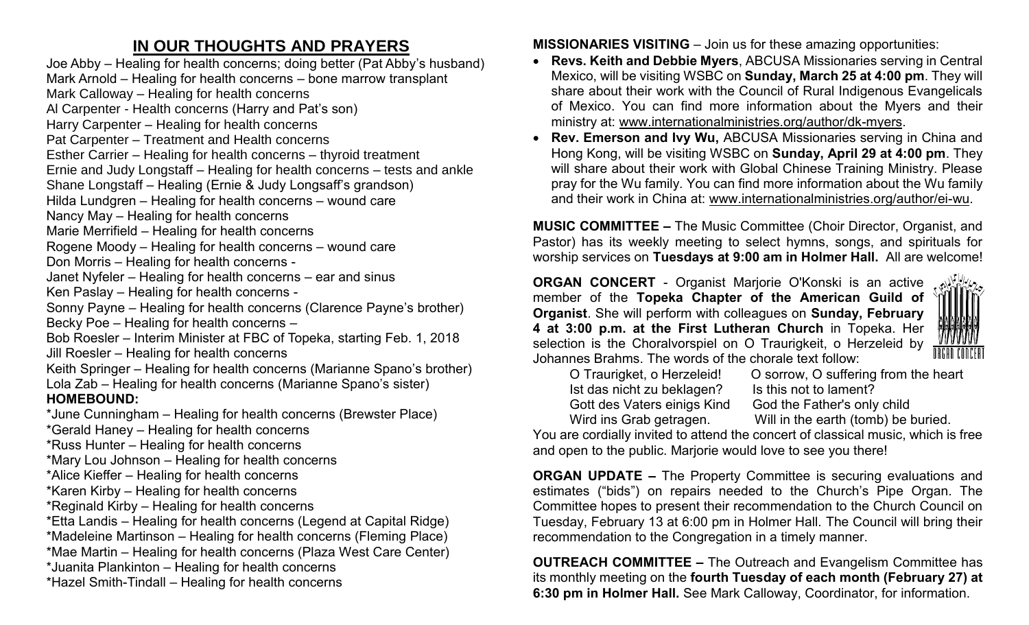## IN OUR THOUGHTS AND PRAYERS

Joe Abby – Healing for health concerns; doing better (Pat Abby's husband)
Mark Arnold – Healing for health concerns – bone marrow transplant
Mark Calloway – Healing for health concerns
Al Carpenter - Health concerns (Harry and Pat's son)
Harry Carpenter – Healing for health concerns
Pat Carpenter – Treatment and Health concerns
Esther Carrier – Healing for health concerns – thyroid treatment
Ernie and Judy Longstaff – Healing for health concerns – tests and ankle
Shane Longstaff – Healing (Ernie & Judy Longsaff's grandson)
Hilda Lundgren – Healing for health concerns – wound care
Nancy May – Healing for health concerns
Marie Merrifield – Healing for health concerns
Rogene Moody – Healing for health concerns – wound care
Don Morris – Healing for health concerns -
Janet Nyfeler – Healing for health concerns – ear and sinus
Ken Paslay – Healing for health concerns -
Sonny Payne – Healing for health concerns (Clarence Payne's brother)
Becky Poe – Healing for health concerns –
Bob Roesler – Interim Minister at FBC of Topeka, starting Feb. 1, 2018
Jill Roesler – Healing for health concerns
Keith Springer – Healing for health concerns (Marianne Spano's brother)
Lola Zab – Healing for health concerns (Marianne Spano's sister)

**HOMEBOUND:**

*June Cunningham – Healing for health concerns (Brewster Place)
*Gerald Haney – Healing for health concerns
*Russ Hunter – Healing for health concerns
*Mary Lou Johnson – Healing for health concerns
*Alice Kieffer – Healing for health concerns
*Karen Kirby – Healing for health concerns
*Reginald Kirby – Healing for health concerns
*Etta Landis – Healing for health concerns (Legend at Capital Ridge)
*Madeleine Martinson – Healing for health concerns (Fleming Place)
*Mae Martin – Healing for health concerns (Plaza West Care Center)
*Juanita Plankinton – Healing for health concerns
*Hazel Smith-Tindall – Healing for health concerns

**MISSIONARIES VISITING** – Join us for these amazing opportunities:

- **Revs. Keith and Debbie Myers**, ABCUSA Missionaries serving in Central Mexico, will be visiting WSBC on **Sunday, March 25 at 4:00 pm**. They will share about their work with the Council of Rural Indigenous Evangelicals of Mexico. You can find more information about the Myers and their ministry at: www.internationalministries.org/author/dk-myers.
- **Rev. Emerson and Ivy Wu,** ABCUSA Missionaries serving in China and Hong Kong, will be visiting WSBC on **Sunday, April 29 at 4:00 pm**. They will share about their work with Global Chinese Training Ministry. Please pray for the Wu family. You can find more information about the Wu family and their work in China at: www.internationalministries.org/author/ei-wu.

**MUSIC COMMITTEE –** The Music Committee (Choir Director, Organist, and Pastor) has its weekly meeting to select hymns, songs, and spirituals for worship services on **Tuesdays at 9:00 am in Holmer Hall.** All are welcome!

**ORGAN CONCERT** - Organist Marjorie O'Konski is an active member of the **Topeka Chapter of the American Guild of Organist**. She will perform with colleagues on **Sunday, February 4 at 3:00 p.m. at the First Lutheran Church** in Topeka. Her selection is the Choralvorspiel on O Traurigkeit, o Herzeleid by Johannes Brahms. The words of the chorale text follow:

| | |
|---|---|
| O Traurigket, o Herzeleid! | O sorrow, O suffering from the heart |
| Ist das nicht zu beklagen? | Is this not to lament? |
| Gott des Vaters einigs Kind | God the Father's only child |
| Wird ins Grab getragen. | Will in the earth (tomb) be buried. |

You are cordially invited to attend the concert of classical music, which is free and open to the public. Marjorie would love to see you there!

**ORGAN UPDATE –** The Property Committee is securing evaluations and estimates ("bids") on repairs needed to the Church's Pipe Organ. The Committee hopes to present their recommendation to the Church Council on Tuesday, February 13 at 6:00 pm in Holmer Hall. The Council will bring their recommendation to the Congregation in a timely manner.

**OUTREACH COMMITTEE –** The Outreach and Evangelism Committee has its monthly meeting on the **fourth Tuesday of each month (February 27) at 6:30 pm in Holmer Hall.** See Mark Calloway, Coordinator, for information.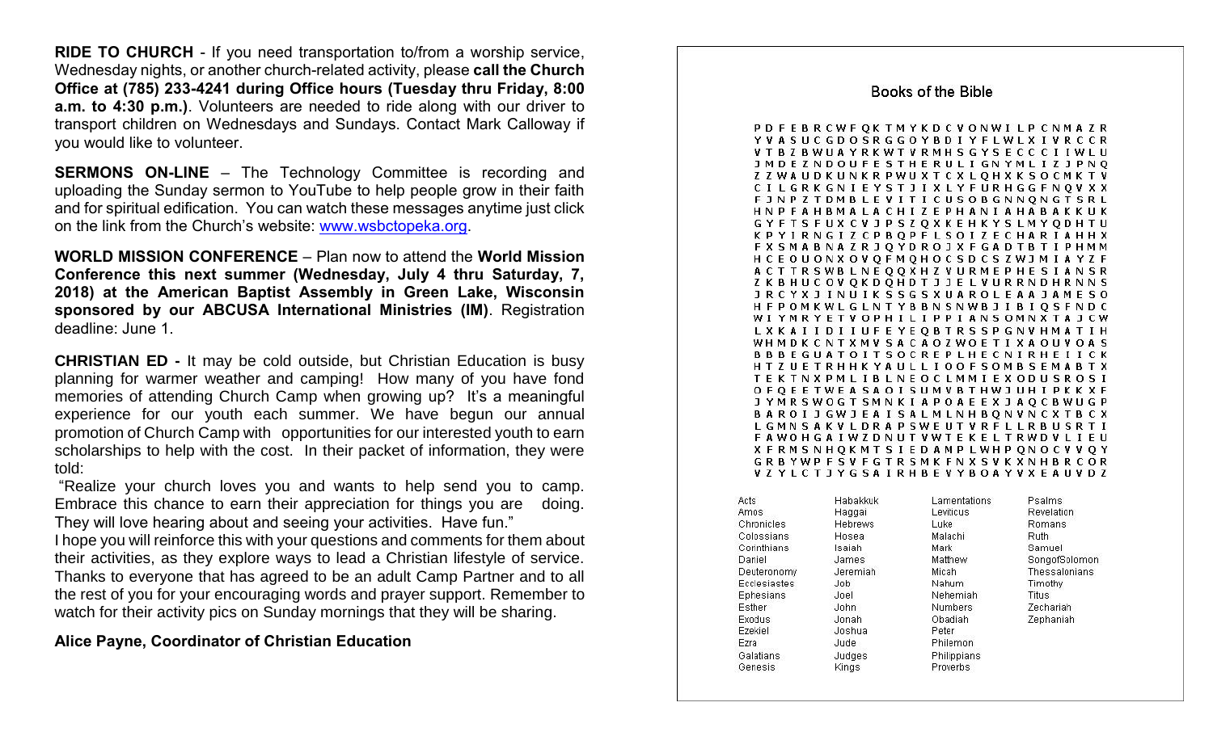**RIDE TO CHURCH** - If you need transportation to/from a worship service, Wednesday nights, or another church-related activity, please **call the Church Office at (785) 233-4241 during Office hours (Tuesday thru Friday, 8:00 a.m. to 4:30 p.m.)**. Volunteers are needed to ride along with our driver to transport children on Wednesdays and Sundays. Contact Mark Calloway if you would like to volunteer.

**SERMONS ON-LINE** – The Technology Committee is recording and uploading the Sunday sermon to YouTube to help people grow in their faith and for spiritual edification. You can watch these messages anytime just click on the link from the Church's website: www.wsbctopeka.org.

**WORLD MISSION CONFERENCE** – Plan now to attend the **World Mission Conference this next summer (Wednesday, July 4 thru Saturday, 7, 2018) at the American Baptist Assembly in Green Lake, Wisconsin sponsored by our ABCUSA International Ministries (IM)**. Registration deadline: June 1.

**CHRISTIAN ED -** It may be cold outside, but Christian Education is busy planning for warmer weather and camping! How many of you have fond memories of attending Church Camp when growing up? It's a meaningful experience for our youth each summer. We have begun our annual promotion of Church Camp with opportunities for our interested youth to earn scholarships to help with the cost. In their packet of information, they were told:

"Realize your church loves you and wants to help send you to camp. Embrace this chance to earn their appreciation for things you are doing. They will love hearing about and seeing your activities. Have fun."

I hope you will reinforce this with your questions and comments for them about their activities, as they explore ways to lead a Christian lifestyle of service. Thanks to everyone that has agreed to be an adult Camp Partner and to all the rest of you for your encouraging words and prayer support. Remember to watch for their activity pics on Sunday mornings that they will be sharing.

**Alice Payne, Coordinator of Christian Education**

## Books of the Bible

```
P D F E B R C W F Q K T M Y K D C V O N W I L P C N M A Z R
Y V A S U C G D O S R G G O Y B D I Y F L W L X I V R C C R
V T B Z B W U A Y R K W T V R M H S G Y S E C C C I I W L U
J M D E Z N D O U F E S T H E R U L I G N Y M L I Z J P N Q
Z Z W A U D K U N K R P W U X T C X L Q H X K S O C M K T V
C I L G R K G N I E Y S T J I X L Y F U R H G G F N Q V X X
F J N P Z T D M B L E V I T I C U S O B G N N Q N G T S R L
H N P F A H B M A L A C H I Z E P H A N I A H A B A K K U K
G Y F T S F U X C V J P S Z Q X K E H K Y S L M Y Q D H T U
K P Y I R N G I Z C P B Q P F L S O I Z E C H A R I A H H X
F X S M A B N A Z R J Q Y D R O J X F G A D T B T I P H M M
H C E O U O N X O V Q F M Q H O C S D C S Z W J M I A Y Z F
A C T T R S W B L N E Q Q X H Z V U R M E P H E S I A N S R
Z K B H U C O V Q K D Q H D T J J E L V U R R N D H R N N S
J R C Y X J I N U I K S S G S X U A R O L E A A J A M E S O
H F P O M K W L G L N T Y B B N S N W B J I B I Q S F N D C
W I Y M R Y E T V O P H I L I P P I A N S O M N X T A J C W
L X K A I I D I I U F E Y E Q B T R S S P G N V H M A T I H
W H M D K C N T X M V S A C A O Z W O E T I X A O U V O A S
B B B E G U A T O I T S O C R E P L H E C N I R H E I I C K
H T Z U E T R H H K Y A U L L I O O F S O M B S E M A B T X
T E K T N X P M L I B L N E O C L M M I E X O D U S R O S I
O F Q E E T W E A S A O I S U M V B T H W J U H I P K K X F
J Y M R S W O G T S M N K I A P O A E E X J A Q C B W U G P
B A R O I J G W J E A I S A L M L N H B Q N V N C X T B C X
L G M N S A K V L D R A P S W E U T V R F L L R B U S R T I
F A W O H G A I W Z D N U T V W T E K E L T R W D V L I E U
X F R M S N H Q K M T S I E D A M P L W H P Q N O C V V Q Y
G R B Y W P F S V F G T R S M K F N X S V K X N H B R C O R
V Z Y L C T J Y G S A I R H B E V Y B O A Y V X E A U V D Z
```

| | | | |
|---|---|---|---|
| Acts | Habakkuk | Lamentations | Psalms |
| Amos | Haggai | Leviticus | Revelation |
| Chronicles | Hebrews | Luke | Romans |
| Colossians | Hosea | Malachi | Ruth |
| Corinthians | Isaiah | Mark | Samuel |
| Daniel | James | Matthew | SongofSolomon |
| Deuteronomy | Jeremiah | Micah | Thessalonians |
| Ecclesiastes | Job | Nahum | Timothy |
| Ephesians | Joel | Nehemiah | Titus |
| Esther | John | Numbers | Zechariah |
| Exodus | Jonah | Obadiah | Zephaniah |
| Ezekiel | Joshua | Peter | |
| Ezra | Jude | Philemon | |
| Galatians | Judges | Philippians | |
| Genesis | Kings | Proverbs | |